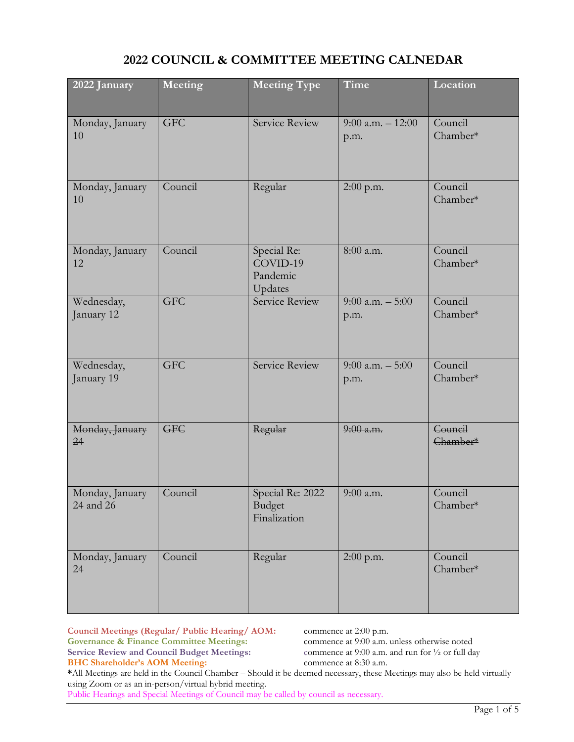# 2022 COUNCIL & COMMITTEE MEETING CALNEDAR

| 2022 January | Meeting | Meeting Type | Time | Location |
|---|---|---|---|---|
| Monday, January 10 | GFC | Service Review | 9:00 a.m. – 12:00 p.m. | Council Chamber* |
| Monday, January 10 | Council | Regular | 2:00 p.m. | Council Chamber* |
| Monday, January 12 | Council | Special Re: COVID-19 Pandemic Updates | 8:00 a.m. | Council Chamber* |
| Wednesday, January 12 | GFC | Service Review | 9:00 a.m. – 5:00 p.m. | Council Chamber* |
| Wednesday, January 19 | GFC | Service Review | 9:00 a.m. – 5:00 p.m. | Council Chamber* |
| ~~Monday, January 24~~ | ~~GFC~~ | ~~Regular~~ | ~~9:00 a.m.~~ | ~~Council Chamber*~~ |
| Monday, January 24 and 26 | Council | Special Re: 2022 Budget Finalization | 9:00 a.m. | Council Chamber* |
| Monday, January 24 | Council | Regular | 2:00 p.m. | Council Chamber* |

**Council Meetings (Regular/ Public Hearing/ AOM:** commence at 2:00 p.m.
**Governance & Finance Committee Meetings:** commence at 9:00 a.m. unless otherwise noted
**Service Review and Council Budget Meetings:** commence at 9:00 a.m. and run for ½ or full day
**BHC Shareholder's AOM Meeting:** commence at 8:30 a.m.

***All Meetings are held in the Council Chamber – Should it be deemed necessary, these Meetings may also be held virtually using Zoom or as an in-person/virtual hybrid meeting.

Public Hearings and Special Meetings of Council may be called by council as necessary.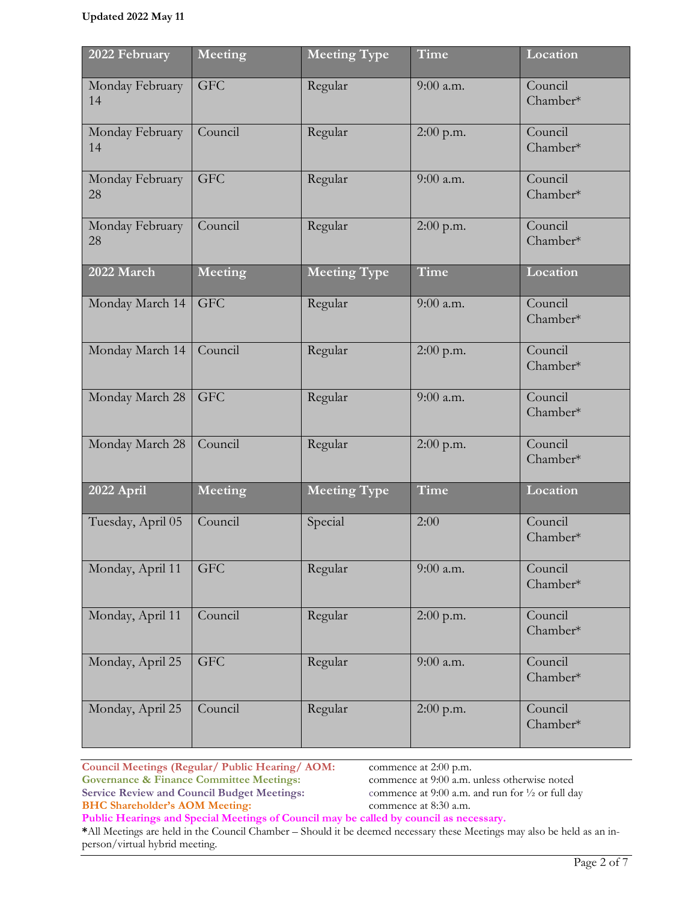Updated 2022 May 11

| 2022 February | Meeting | Meeting Type | Time | Location |
|---|---|---|---|---|
| Monday February 14 | GFC | Regular | 9:00 a.m. | Council Chamber* |
| Monday February 14 | Council | Regular | 2:00 p.m. | Council Chamber* |
| Monday February 28 | GFC | Regular | 9:00 a.m. | Council Chamber* |
| Monday February 28 | Council | Regular | 2:00 p.m. | Council Chamber* |
| **2022 March** | **Meeting** | **Meeting Type** | **Time** | **Location** |
| Monday March 14 | GFC | Regular | 9:00 a.m. | Council Chamber* |
| Monday March 14 | Council | Regular | 2:00 p.m. | Council Chamber* |
| Monday March 28 | GFC | Regular | 9:00 a.m. | Council Chamber* |
| Monday March 28 | Council | Regular | 2:00 p.m. | Council Chamber* |
| **2022 April** | **Meeting** | **Meeting Type** | **Time** | **Location** |
| Tuesday, April 05 | Council | Special | 2:00 | Council Chamber* |
| Monday, April 11 | GFC | Regular | 9:00 a.m. | Council Chamber* |
| Monday, April 11 | Council | Regular | 2:00 p.m. | Council Chamber* |
| Monday, April 25 | GFC | Regular | 9:00 a.m. | Council Chamber* |
| Monday, April 25 | Council | Regular | 2:00 p.m. | Council Chamber* |

**Council Meetings (Regular/ Public Hearing/ AOM:** commence at 2:00 p.m.
**Governance & Finance Committee Meetings:** commence at 9:00 a.m. unless otherwise noted
**Service Review and Council Budget Meetings:** commence at 9:00 a.m. and run for ½ or full day
**BHC Shareholder's AOM Meeting:** commence at 8:30 a.m.
**Public Hearings and Special Meetings of Council may be called by council as necessary.**
***All Meetings are held in the Council Chamber – Should it be deemed necessary these Meetings may also be held as an in-person/virtual hybrid meeting.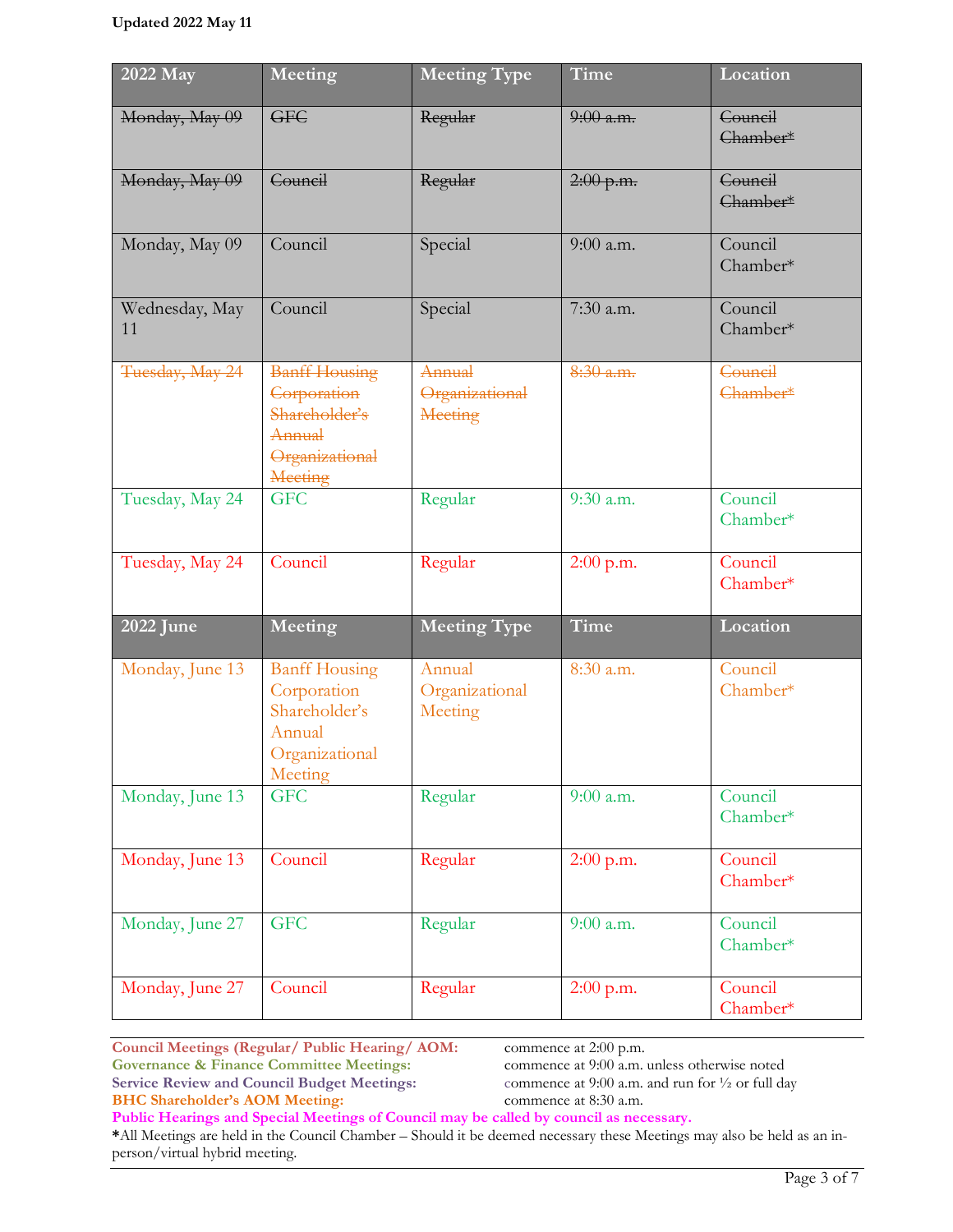Updated 2022 May 11

| 2022 May | Meeting | Meeting Type | Time | Location |
|---|---|---|---|---|
| ~~Monday, May 09~~ | ~~GFC~~ | ~~Regular~~ | ~~9:00 a.m.~~ | ~~Council Chamber*~~ |
| ~~Monday, May 09~~ | ~~Council~~ | ~~Regular~~ | ~~2:00 p.m.~~ | ~~Council Chamber*~~ |
| Monday, May 09 | Council | Special | 9:00 a.m. | Council Chamber* |
| Wednesday, May 11 | Council | Special | 7:30 a.m. | Council Chamber* |
| ~~Tuesday, May 24~~ | ~~Banff Housing Corporation Shareholder's Annual Organizational Meeting~~ | ~~Annual Organizational Meeting~~ | ~~8:30 a.m.~~ | ~~Council Chamber*~~ |
| Tuesday, May 24 | GFC | Regular | 9:30 a.m. | Council Chamber* |
| Tuesday, May 24 | Council | Regular | 2:00 p.m. | Council Chamber* |
| **2022 June** | **Meeting** | **Meeting Type** | **Time** | **Location** |
| Monday, June 13 | Banff Housing Corporation Shareholder's Annual Organizational Meeting | Annual Organizational Meeting | 8:30 a.m. | Council Chamber* |
| Monday, June 13 | GFC | Regular | 9:00 a.m. | Council Chamber* |
| Monday, June 13 | Council | Regular | 2:00 p.m. | Council Chamber* |
| Monday, June 27 | GFC | Regular | 9:00 a.m. | Council Chamber* |
| Monday, June 27 | Council | Regular | 2:00 p.m. | Council Chamber* |

**Council Meetings (Regular/ Public Hearing/ AOM:** commence at 2:00 p.m.
**Governance & Finance Committee Meetings:** commence at 9:00 a.m. unless otherwise noted
**Service Review and Council Budget Meetings:** commence at 9:00 a.m. and run for ½ or full day
**BHC Shareholder's AOM Meeting:** commence at 8:30 a.m.
**Public Hearings and Special Meetings of Council may be called by council as necessary.**
**\***All Meetings are held in the Council Chamber – Should it be deemed necessary these Meetings may also be held as an in-person/virtual hybrid meeting.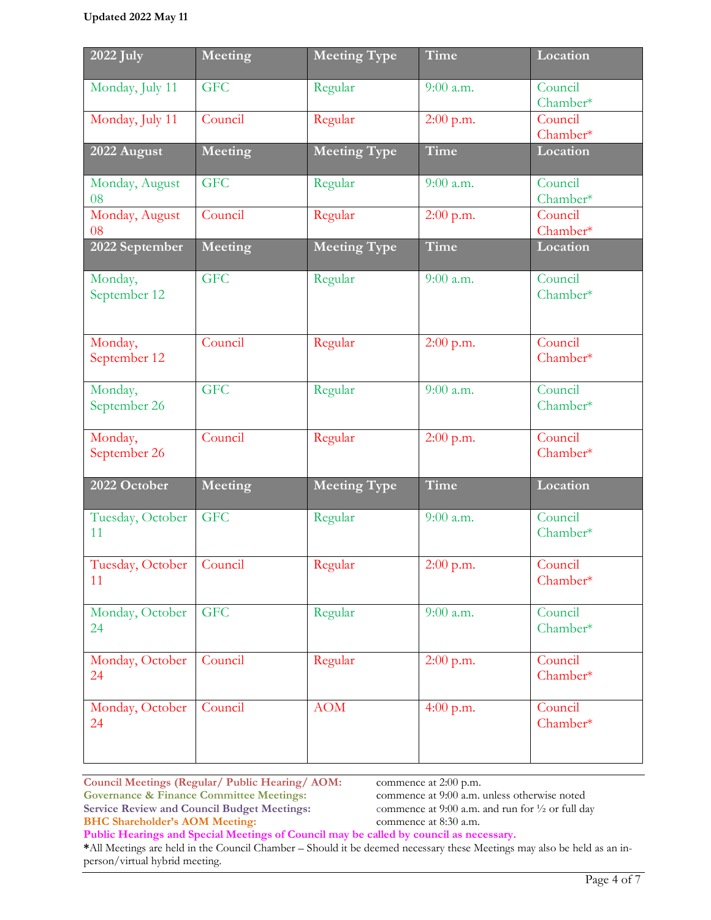Updated 2022 May 11

| 2022 July | Meeting | Meeting Type | Time | Location |
|---|---|---|---|---|
| Monday, July 11 | GFC | Regular | 9:00 a.m. | Council Chamber* |
| Monday, July 11 | Council | Regular | 2:00 p.m. | Council Chamber* |
| **2022 August** | **Meeting** | **Meeting Type** | **Time** | **Location** |
| Monday, August 08 | GFC | Regular | 9:00 a.m. | Council Chamber* |
| Monday, August 08 | Council | Regular | 2:00 p.m. | Council Chamber* |
| **2022 September** | **Meeting** | **Meeting Type** | **Time** | **Location** |
| Monday, September 12 | GFC | Regular | 9:00 a.m. | Council Chamber* |
| Monday, September 12 | Council | Regular | 2:00 p.m. | Council Chamber* |
| Monday, September 26 | GFC | Regular | 9:00 a.m. | Council Chamber* |
| Monday, September 26 | Council | Regular | 2:00 p.m. | Council Chamber* |
| **2022 October** | **Meeting** | **Meeting Type** | **Time** | **Location** |
| Tuesday, October 11 | GFC | Regular | 9:00 a.m. | Council Chamber* |
| Tuesday, October 11 | Council | Regular | 2:00 p.m. | Council Chamber* |
| Monday, October 24 | GFC | Regular | 9:00 a.m. | Council Chamber* |
| Monday, October 24 | Council | Regular | 2:00 p.m. | Council Chamber* |
| Monday, October 24 | Council | AOM | 4:00 p.m. | Council Chamber* |

**Council Meetings (Regular/ Public Hearing/ AOM:** commence at 2:00 p.m.
**Governance & Finance Committee Meetings:** commence at 9:00 a.m. unless otherwise noted
**Service Review and Council Budget Meetings:** commence at 9:00 a.m. and run for ½ or full day
**BHC Shareholder's AOM Meeting:** commence at 8:30 a.m.
**Public Hearings and Special Meetings of Council may be called by council as necessary.**
***All Meetings are held in the Council Chamber – Should it be deemed necessary these Meetings may also be held as an in-person/virtual hybrid meeting.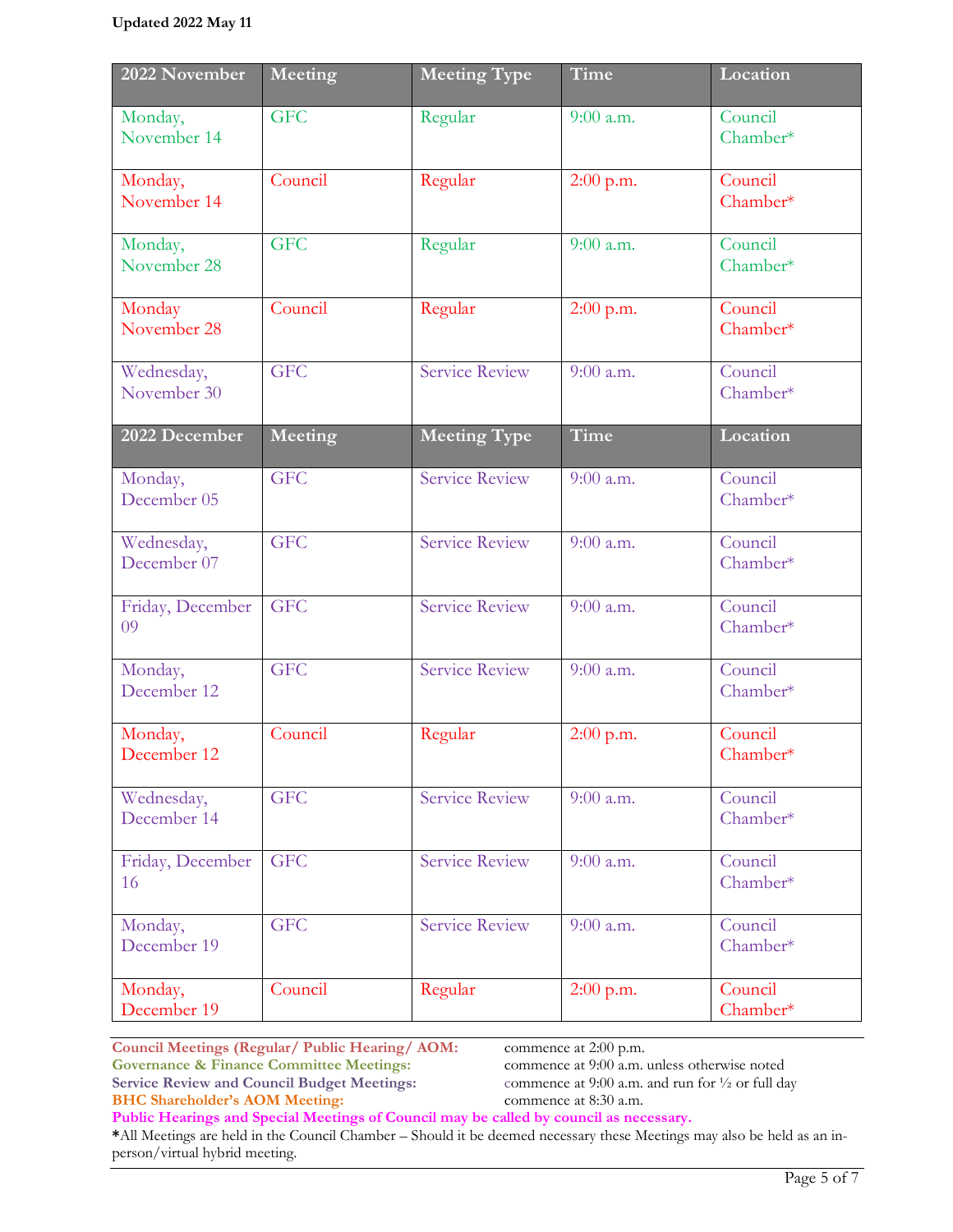**Updated 2022 May 11**

| 2022 November | Meeting | Meeting Type | Time | Location |
|---|---|---|---|---|
| Monday, November 14 | GFC | Regular | 9:00 a.m. | Council Chamber* |
| Monday, November 14 | Council | Regular | 2:00 p.m. | Council Chamber* |
| Monday, November 28 | GFC | Regular | 9:00 a.m. | Council Chamber* |
| Monday November 28 | Council | Regular | 2:00 p.m. | Council Chamber* |
| Wednesday, November 30 | GFC | Service Review | 9:00 a.m. | Council Chamber* |
| **2022 December** | **Meeting** | **Meeting Type** | **Time** | **Location** |
| Monday, December 05 | GFC | Service Review | 9:00 a.m. | Council Chamber* |
| Wednesday, December 07 | GFC | Service Review | 9:00 a.m. | Council Chamber* |
| Friday, December 09 | GFC | Service Review | 9:00 a.m. | Council Chamber* |
| Monday, December 12 | GFC | Service Review | 9:00 a.m. | Council Chamber* |
| Monday, December 12 | Council | Regular | 2:00 p.m. | Council Chamber* |
| Wednesday, December 14 | GFC | Service Review | 9:00 a.m. | Council Chamber* |
| Friday, December 16 | GFC | Service Review | 9:00 a.m. | Council Chamber* |
| Monday, December 19 | GFC | Service Review | 9:00 a.m. | Council Chamber* |
| Monday, December 19 | Council | Regular | 2:00 p.m. | Council Chamber* |

**Council Meetings (Regular/ Public Hearing/ AOM:** commence at 2:00 p.m.
**Governance & Finance Committee Meetings:** commence at 9:00 a.m. unless otherwise noted
**Service Review and Council Budget Meetings:** commence at 9:00 a.m. and run for ½ or full day
**BHC Shareholder's AOM Meeting:** commence at 8:30 a.m.
**Public Hearings and Special Meetings of Council may be called by council as necessary.**
**\***All Meetings are held in the Council Chamber – Should it be deemed necessary these Meetings may also be held as an in-person/virtual hybrid meeting.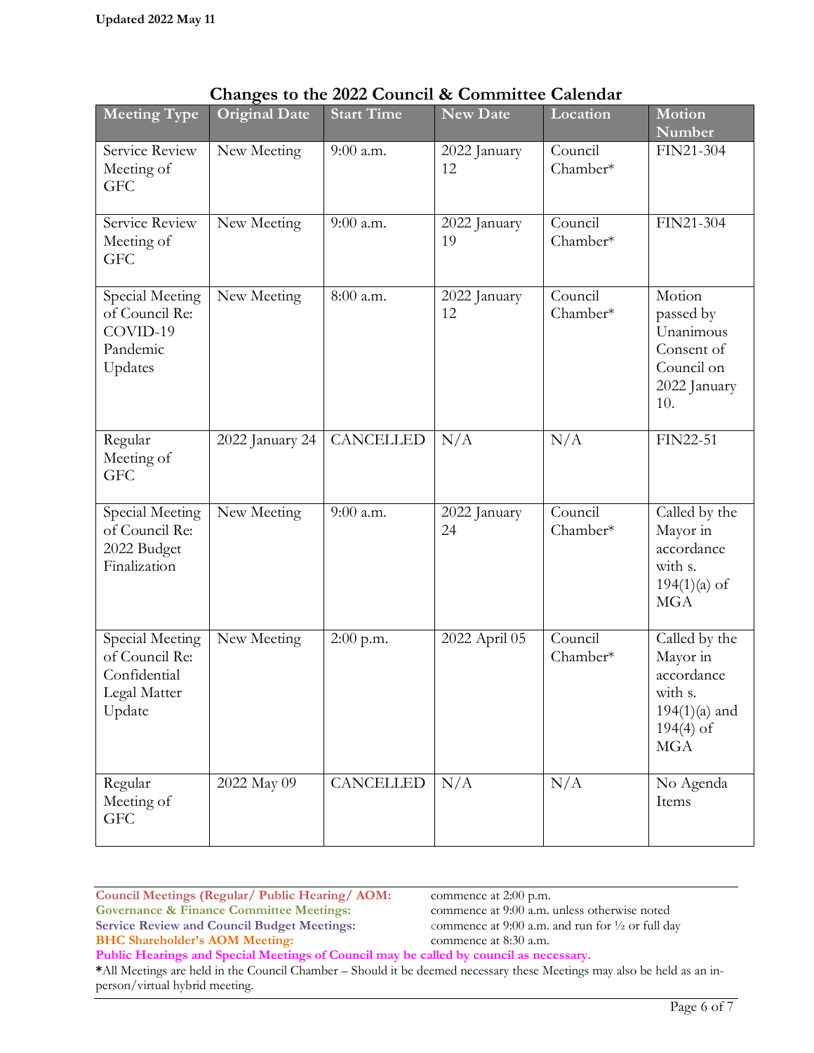Updated 2022 May 11

## Changes to the 2022 Council & Committee Calendar

| Meeting Type | Original Date | Start Time | New Date | Location | Motion Number |
|---|---|---|---|---|---|
| Service Review Meeting of GFC | New Meeting | 9:00 a.m. | 2022 January 12 | Council Chamber* | FIN21-304 |
| Service Review Meeting of GFC | New Meeting | 9:00 a.m. | 2022 January 19 | Council Chamber* | FIN21-304 |
| Special Meeting of Council Re: COVID-19 Pandemic Updates | New Meeting | 8:00 a.m. | 2022 January 12 | Council Chamber* | Motion passed by Unanimous Consent of Council on 2022 January 10. |
| Regular Meeting of GFC | 2022 January 24 | CANCELLED | N/A | N/A | FIN22-51 |
| Special Meeting of Council Re: 2022 Budget Finalization | New Meeting | 9:00 a.m. | 2022 January 24 | Council Chamber* | Called by the Mayor in accordance with s. 194(1)(a) of MGA |
| Special Meeting of Council Re: Confidential Legal Matter Update | New Meeting | 2:00 p.m. | 2022 April 05 | Council Chamber* | Called by the Mayor in accordance with s. 194(1)(a) and 194(4) of MGA |
| Regular Meeting of GFC | 2022 May 09 | CANCELLED | N/A | N/A | No Agenda Items |

**Council Meetings (Regular/ Public Hearing/ AOM:** commence at 2:00 p.m.
**Governance & Finance Committee Meetings:** commence at 9:00 a.m. unless otherwise noted
**Service Review and Council Budget Meetings:** commence at 9:00 a.m. and run for ½ or full day
**BHC Shareholder's AOM Meeting:** commence at 8:30 a.m.
**Public Hearings and Special Meetings of Council may be called by council as necessary.**
**\***All Meetings are held in the Council Chamber – Should it be deemed necessary these Meetings may also be held as an in-person/virtual hybrid meeting.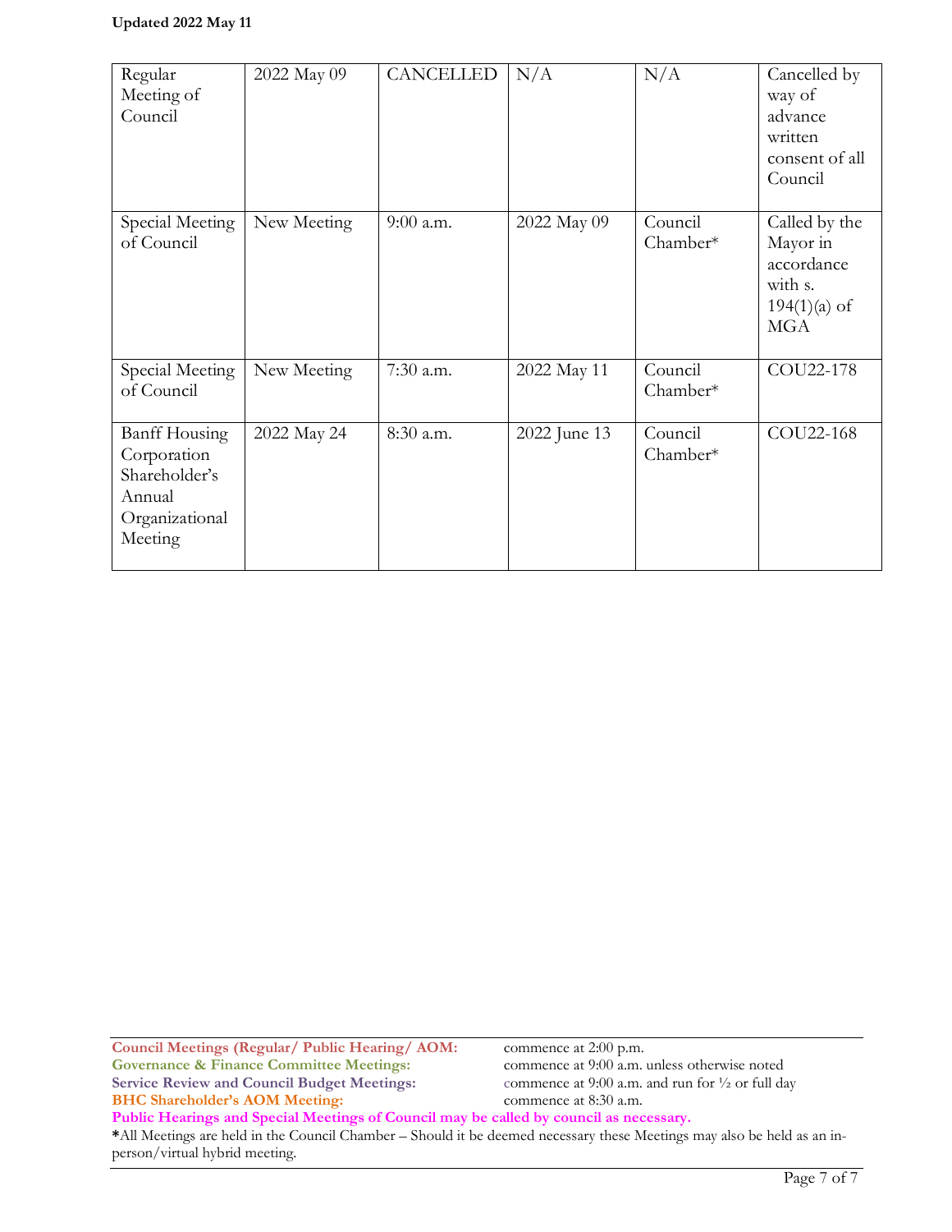Updated 2022 May 11

| | | | | | |
|---|---|---|---|---|---|
| Regular Meeting of Council | 2022 May 09 | CANCELLED | N/A | N/A | Cancelled by way of advance written consent of all Council |
| Special Meeting of Council | New Meeting | 9:00 a.m. | 2022 May 09 | Council Chamber* | Called by the Mayor in accordance with s. 194(1)(a) of MGA |
| Special Meeting of Council | New Meeting | 7:30 a.m. | 2022 May 11 | Council Chamber* | COU22-178 |
| Banff Housing Corporation Shareholder's Annual Organizational Meeting | 2022 May 24 | 8:30 a.m. | 2022 June 13 | Council Chamber* | COU22-168 |

**Council Meetings (Regular/ Public Hearing/ AOM:** commence at 2:00 p.m.
**Governance & Finance Committee Meetings:** commence at 9:00 a.m. unless otherwise noted
**Service Review and Council Budget Meetings:** commence at 9:00 a.m. and run for ½ or full day
**BHC Shareholder's AOM Meeting:** commence at 8:30 a.m.
**Public Hearings and Special Meetings of Council may be called by council as necessary.**
**\***All Meetings are held in the Council Chamber – Should it be deemed necessary these Meetings may also be held as an in-person/virtual hybrid meeting.